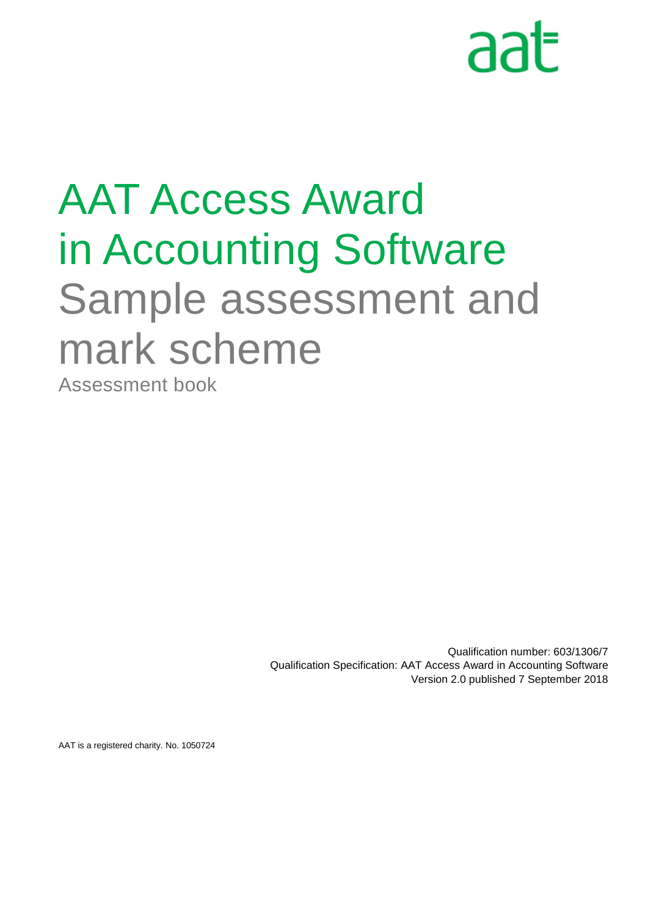aat

# AAT Access Award in Accounting Software

## Sample assessment and mark scheme

### Assessment book

Qualification number: 603/1306/7
Qualification Specification: AAT Access Award in Accounting Software
Version 2.0 published 7 September 2018

AAT is a registered charity. No. 1050724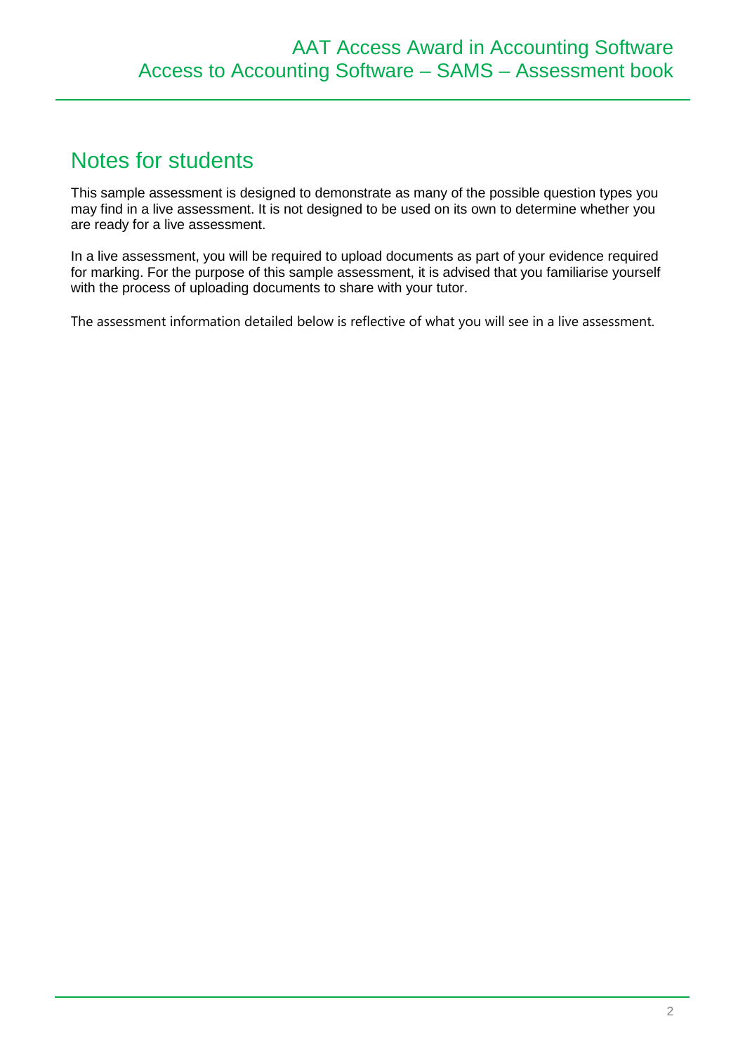## Notes for students

This sample assessment is designed to demonstrate as many of the possible question types you may find in a live assessment. It is not designed to be used on its own to determine whether you are ready for a live assessment.

In a live assessment, you will be required to upload documents as part of your evidence required for marking. For the purpose of this sample assessment, it is advised that you familiarise yourself with the process of uploading documents to share with your tutor.

The assessment information detailed below is reflective of what you will see in a live assessment.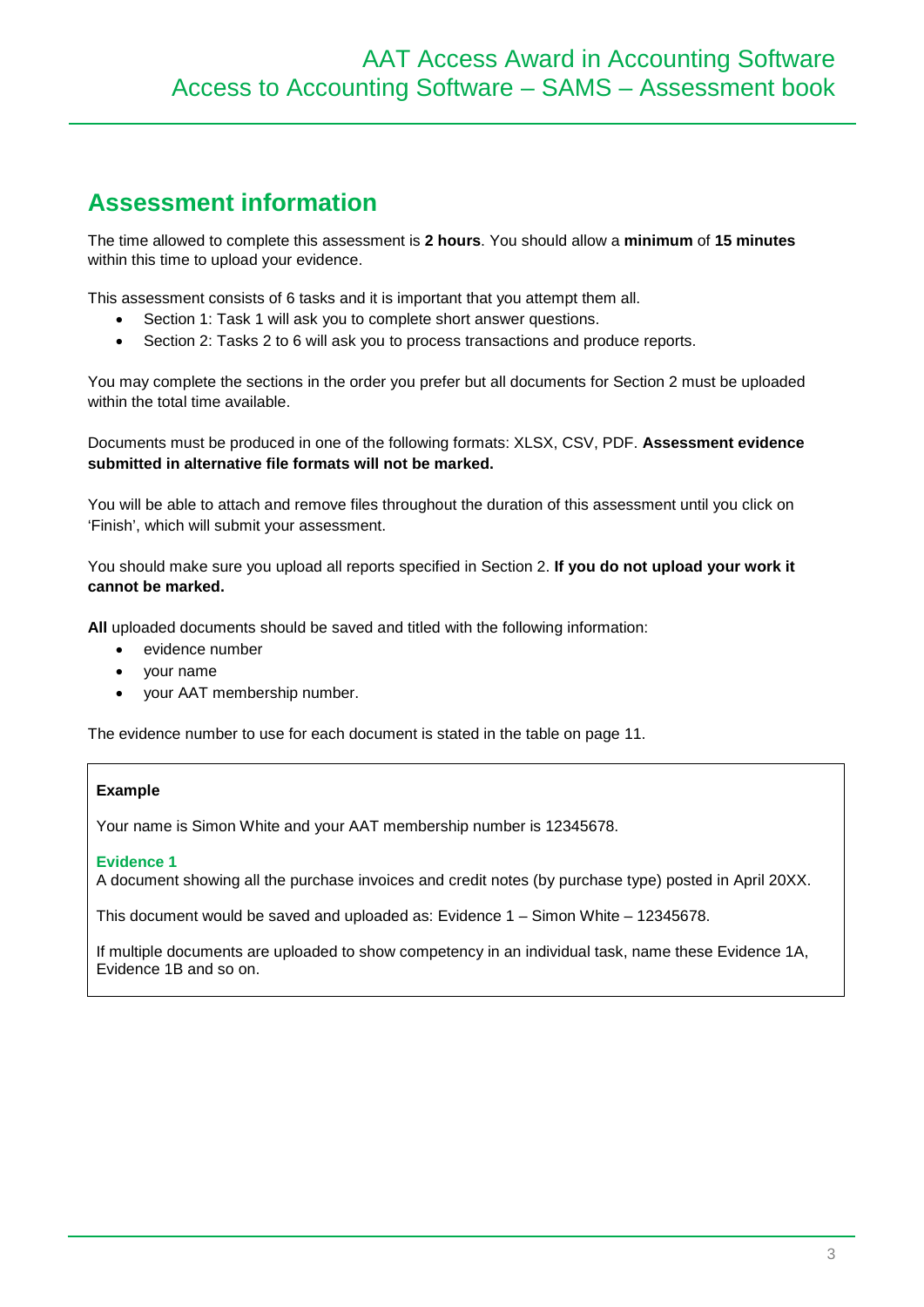## Assessment information

The time allowed to complete this assessment is **2 hours**. You should allow a **minimum** of **15 minutes** within this time to upload your evidence.

This assessment consists of 6 tasks and it is important that you attempt them all.

- Section 1: Task 1 will ask you to complete short answer questions.
- Section 2: Tasks 2 to 6 will ask you to process transactions and produce reports.

You may complete the sections in the order you prefer but all documents for Section 2 must be uploaded within the total time available.

Documents must be produced in one of the following formats: XLSX, CSV, PDF. **Assessment evidence submitted in alternative file formats will not be marked.**

You will be able to attach and remove files throughout the duration of this assessment until you click on 'Finish', which will submit your assessment.

You should make sure you upload all reports specified in Section 2. **If you do not upload your work it cannot be marked.**

**All** uploaded documents should be saved and titled with the following information:

- evidence number
- your name
- your AAT membership number.

The evidence number to use for each document is stated in the table on page 11.

**Example**

Your name is Simon White and your AAT membership number is 12345678.

**Evidence 1**
A document showing all the purchase invoices and credit notes (by purchase type) posted in April 20XX.

This document would be saved and uploaded as: Evidence 1 – Simon White – 12345678.

If multiple documents are uploaded to show competency in an individual task, name these Evidence 1A, Evidence 1B and so on.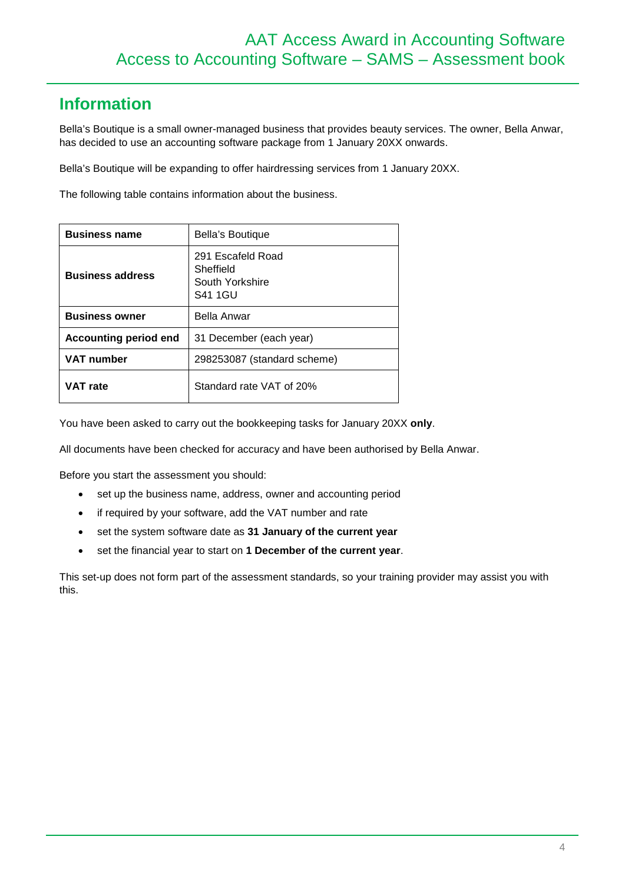## Information

Bella's Boutique is a small owner-managed business that provides beauty services. The owner, Bella Anwar, has decided to use an accounting software package from 1 January 20XX onwards.

Bella's Boutique will be expanding to offer hairdressing services from 1 January 20XX.

The following table contains information about the business.

| **Business name** | Bella's Boutique |
|---|---|
| **Business address** | 291 Escafeld Road<br>Sheffield<br>South Yorkshire<br>S41 1GU |
| **Business owner** | Bella Anwar |
| **Accounting period end** | 31 December (each year) |
| **VAT number** | 298253087 (standard scheme) |
| **VAT rate** | Standard rate VAT of 20% |

You have been asked to carry out the bookkeeping tasks for January 20XX **only**.

All documents have been checked for accuracy and have been authorised by Bella Anwar.

Before you start the assessment you should:

- set up the business name, address, owner and accounting period
- if required by your software, add the VAT number and rate
- set the system software date as **31 January of the current year**
- set the financial year to start on **1 December of the current year**.

This set-up does not form part of the assessment standards, so your training provider may assist you with this.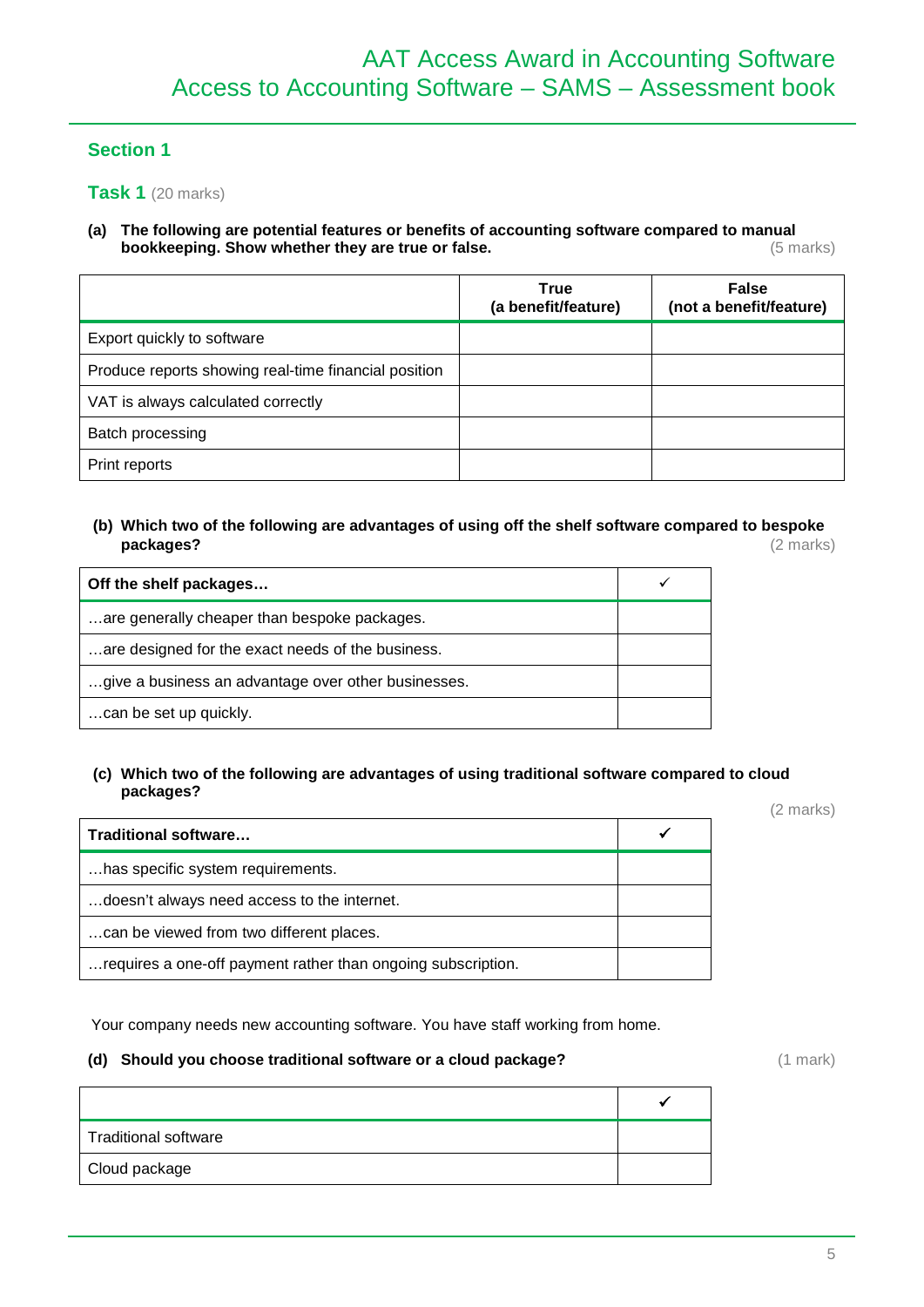## Section 1

### Task 1 (20 marks)

**(a) The following are potential features or benefits of accounting software compared to manual bookkeeping. Show whether they are true or false.** (5 marks)

| | True (a benefit/feature) | False (not a benefit/feature) |
|---|---|---|
| Export quickly to software | | |
| Produce reports showing real-time financial position | | |
| VAT is always calculated correctly | | |
| Batch processing | | |
| Print reports | | |

**(b) Which two of the following are advantages of using off the shelf software compared to bespoke packages?** (2 marks)

| Off the shelf packages… | ✓ |
|---|---|
| …are generally cheaper than bespoke packages. | |
| …are designed for the exact needs of the business. | |
| …give a business an advantage over other businesses. | |
| …can be set up quickly. | |

**(c) Which two of the following are advantages of using traditional software compared to cloud packages?** (2 marks)

| Traditional software… | ✓ |
|---|---|
| …has specific system requirements. | |
| …doesn't always need access to the internet. | |
| …can be viewed from two different places. | |
| …requires a one-off payment rather than ongoing subscription. | |

Your company needs new accounting software. You have staff working from home.

**(d) Should you choose traditional software or a cloud package?** (1 mark)

| | ✓ |
|---|---|
| Traditional software | |
| Cloud package | |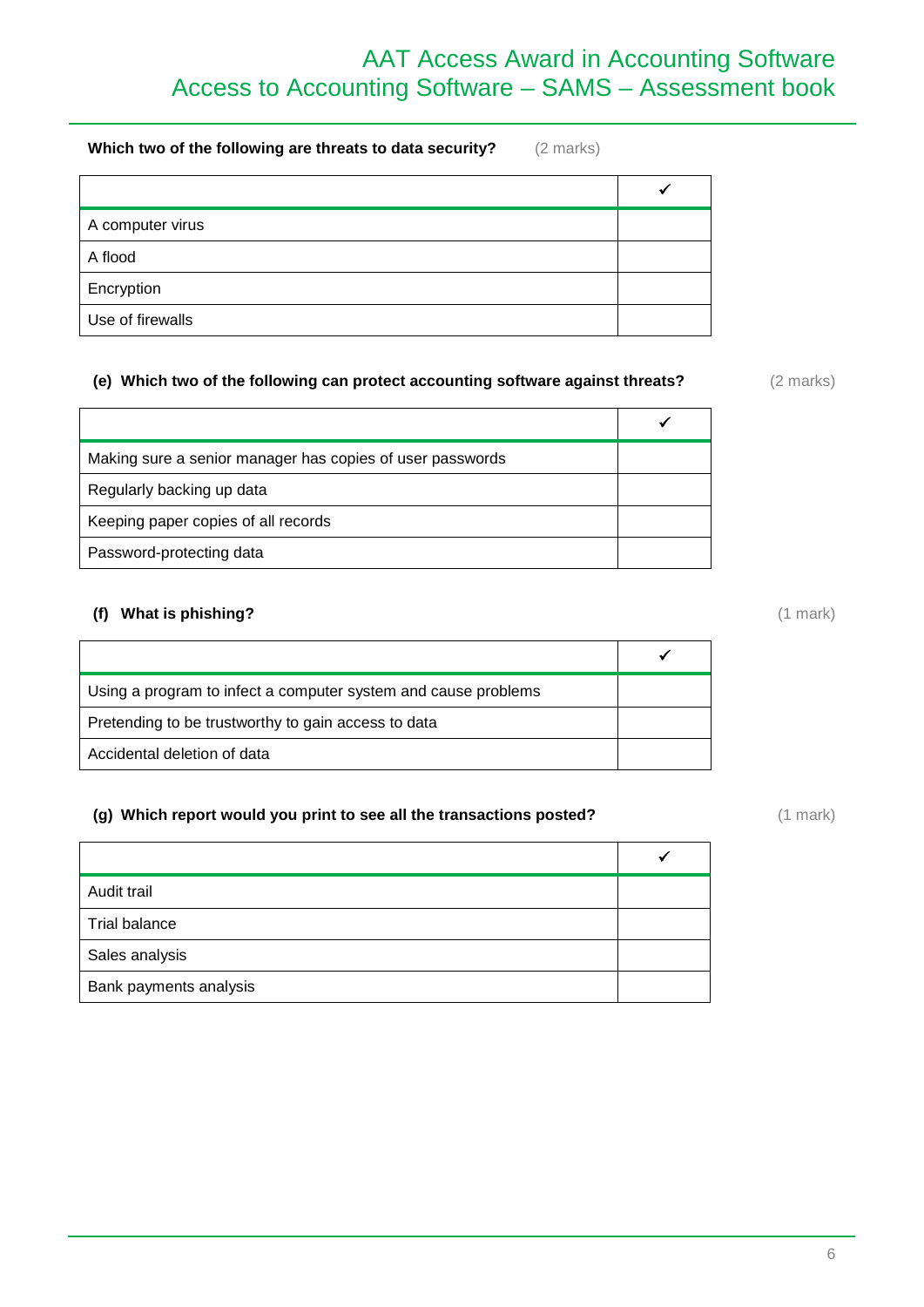**Which two of the following are threats to data security?** (2 marks)

| | ✓ |
|---|---|
| A computer virus | |
| A flood | |
| Encryption | |
| Use of firewalls | |

**(e) Which two of the following can protect accounting software against threats?** (2 marks)

| | ✓ |
|---|---|
| Making sure a senior manager has copies of user passwords | |
| Regularly backing up data | |
| Keeping paper copies of all records | |
| Password-protecting data | |

**(f) What is phishing?** (1 mark)

| | ✓ |
|---|---|
| Using a program to infect a computer system and cause problems | |
| Pretending to be trustworthy to gain access to data | |
| Accidental deletion of data | |

**(g) Which report would you print to see all the transactions posted?** (1 mark)

| | ✓ |
|---|---|
| Audit trail | |
| Trial balance | |
| Sales analysis | |
| Bank payments analysis | |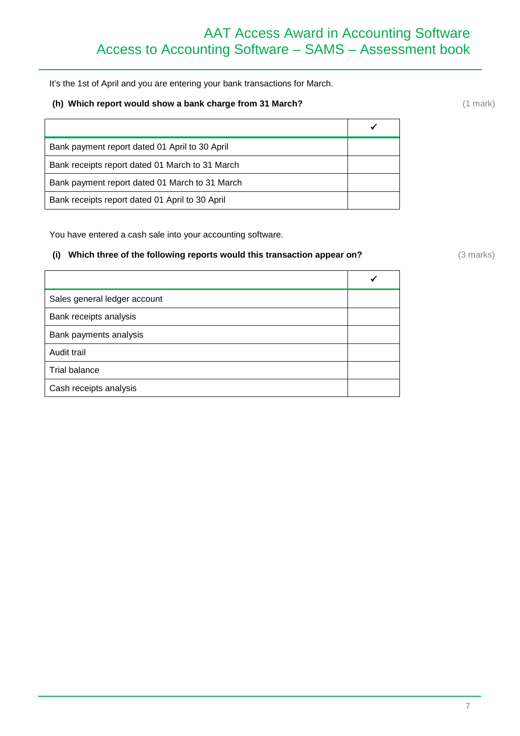It's the 1st of April and you are entering your bank transactions for March.

**(h) Which report would show a bank charge from 31 March?** (1 mark)

| | ✓ |
|---|---|
| Bank payment report dated 01 April to 30 April | |
| Bank receipts report dated 01 March to 31 March | |
| Bank payment report dated 01 March to 31 March | |
| Bank receipts report dated 01 April to 30 April | |

You have entered a cash sale into your accounting software.

**(i) Which three of the following reports would this transaction appear on?** (3 marks)

| | ✓ |
|---|---|
| Sales general ledger account | |
| Bank receipts analysis | |
| Bank payments analysis | |
| Audit trail | |
| Trial balance | |
| Cash receipts analysis | |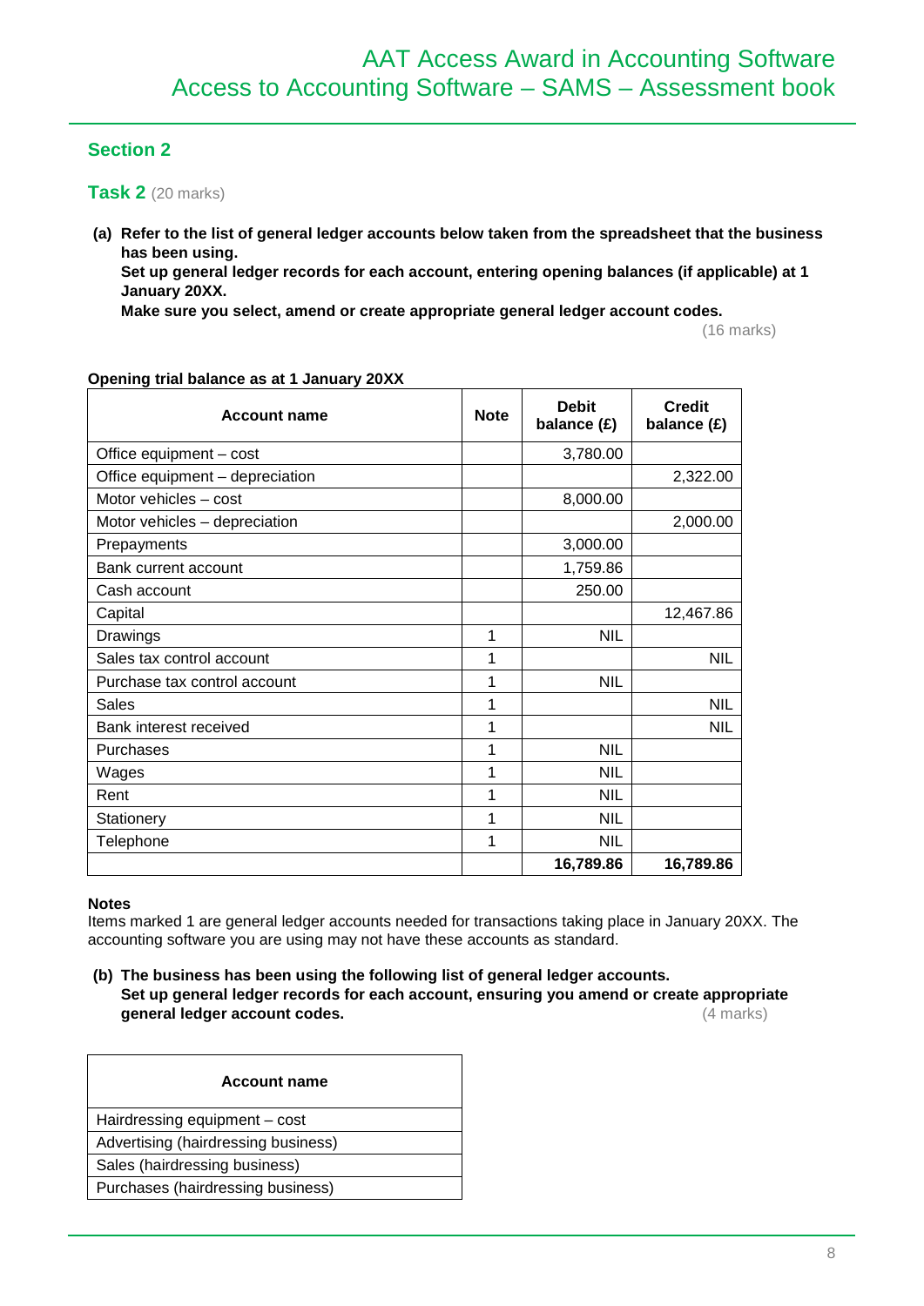## Section 2

### Task 2 (20 marks)

**(a) Refer to the list of general ledger accounts below taken from the spreadsheet that the business has been using.**
**Set up general ledger records for each account, entering opening balances (if applicable) at 1 January 20XX.**
**Make sure you select, amend or create appropriate general ledger account codes.**

(16 marks)

**Opening trial balance as at 1 January 20XX**

| Account name | Note | Debit balance (£) | Credit balance (£) |
|---|---|---|---|
| Office equipment – cost | | 3,780.00 | |
| Office equipment – depreciation | | | 2,322.00 |
| Motor vehicles – cost | | 8,000.00 | |
| Motor vehicles – depreciation | | | 2,000.00 |
| Prepayments | | 3,000.00 | |
| Bank current account | | 1,759.86 | |
| Cash account | | 250.00 | |
| Capital | | | 12,467.86 |
| Drawings | 1 | NIL | |
| Sales tax control account | 1 | | NIL |
| Purchase tax control account | 1 | NIL | |
| Sales | 1 | | NIL |
| Bank interest received | 1 | | NIL |
| Purchases | 1 | NIL | |
| Wages | 1 | NIL | |
| Rent | 1 | NIL | |
| Stationery | 1 | NIL | |
| Telephone | 1 | NIL | |
| | | **16,789.86** | **16,789.86** |

**Notes**

Items marked 1 are general ledger accounts needed for transactions taking place in January 20XX. The accounting software you are using may not have these accounts as standard.

**(b) The business has been using the following list of general ledger accounts.**
**Set up general ledger records for each account, ensuring you amend or create appropriate general ledger account codes.**

(4 marks)

| Account name |
|---|
| Hairdressing equipment – cost |
| Advertising (hairdressing business) |
| Sales (hairdressing business) |
| Purchases (hairdressing business) |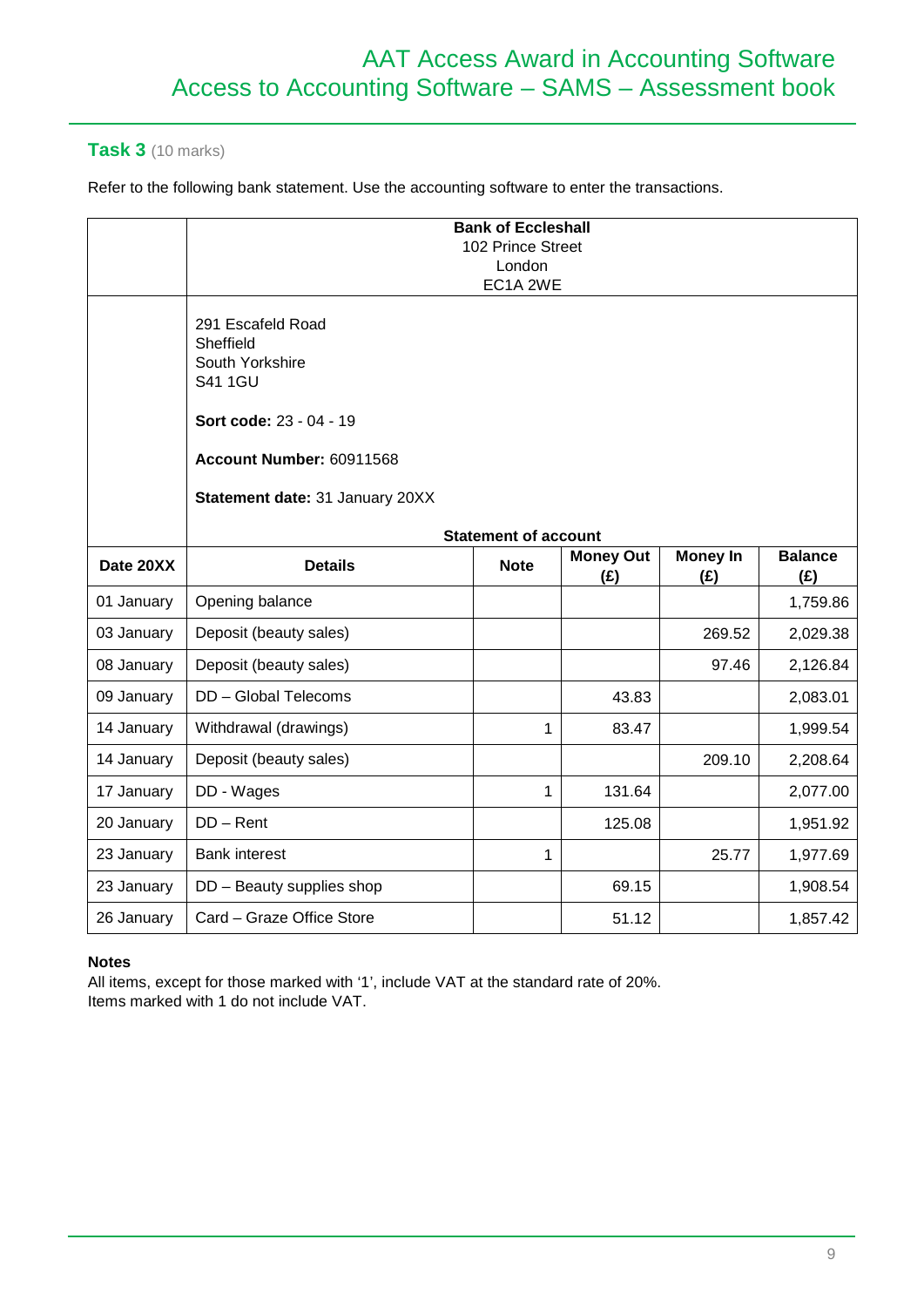## Task 3 (10 marks)

Refer to the following bank statement. Use the accounting software to enter the transactions.

| | | | | | |
|---|---|---|---|---|---|
| | **Bank of Eccleshall**<br>102 Prince Street<br>London<br>EC1A 2WE | | | | |
| | 291 Escafeld Road<br>Sheffield<br>South Yorkshire<br>S41 1GU<br><br>**Sort code:** 23 - 04 - 19<br><br>**Account Number:** 60911568<br><br>**Statement date:** 31 January 20XX<br><br>**Statement of account** | | | | |
| **Date 20XX** | **Details** | **Note** | **Money Out (£)** | **Money In (£)** | **Balance (£)** |
| 01 January | Opening balance | | | | 1,759.86 |
| 03 January | Deposit (beauty sales) | | | 269.52 | 2,029.38 |
| 08 January | Deposit (beauty sales) | | | 97.46 | 2,126.84 |
| 09 January | DD – Global Telecoms | | 43.83 | | 2,083.01 |
| 14 January | Withdrawal (drawings) | 1 | 83.47 | | 1,999.54 |
| 14 January | Deposit (beauty sales) | | | 209.10 | 2,208.64 |
| 17 January | DD - Wages | 1 | 131.64 | | 2,077.00 |
| 20 January | DD – Rent | | 125.08 | | 1,951.92 |
| 23 January | Bank interest | 1 | | 25.77 | 1,977.69 |
| 23 January | DD – Beauty supplies shop | | 69.15 | | 1,908.54 |
| 26 January | Card – Graze Office Store | | 51.12 | | 1,857.42 |

**Notes**

All items, except for those marked with '1', include VAT at the standard rate of 20%.
Items marked with 1 do not include VAT.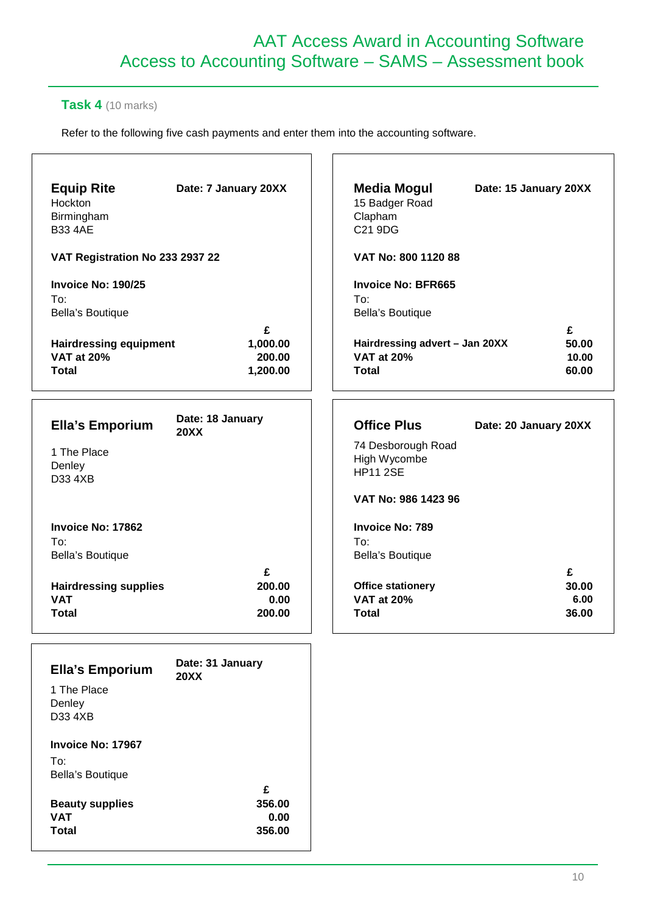## Task 4 (10 marks)

Refer to the following five cash payments and enter them into the accounting software.

---

**Equip Rite**
Hockton
Birmingham
B33 4AE

**Date: 7 January 20XX**

**VAT Registration No 233 2937 22**

**Invoice No: 190/25**
To:
Bella's Boutique

| | £ |
|---|---|
| **Hairdressing equipment** | **1,000.00** |
| **VAT at 20%** | **200.00** |
| **Total** | **1,200.00** |

---

**Media Mogul**
15 Badger Road
Clapham
C21 9DG

**Date: 15 January 20XX**

**VAT No: 800 1120 88**

**Invoice No: BFR665**
To:
Bella's Boutique

| | £ |
|---|---|
| **Hairdressing advert – Jan 20XX** | **50.00** |
| **VAT at 20%** | **10.00** |
| **Total** | **60.00** |

---

**Ella's Emporium**
1 The Place
Denley
D33 4XB

**Date: 18 January 20XX**

**Invoice No: 17862**
To:
Bella's Boutique

| | £ |
|---|---|
| **Hairdressing supplies** | **200.00** |
| **VAT** | **0.00** |
| **Total** | **200.00** |

---

**Office Plus**
74 Desborough Road
High Wycombe
HP11 2SE

**Date: 20 January 20XX**

**VAT No: 986 1423 96**

**Invoice No: 789**
To:
Bella's Boutique

| | £ |
|---|---|
| **Office stationery** | **30.00** |
| **VAT at 20%** | **6.00** |
| **Total** | **36.00** |

---

**Ella's Emporium**
1 The Place
Denley
D33 4XB

**Date: 31 January 20XX**

**Invoice No: 17967**
To:
Bella's Boutique

| | £ |
|---|---|
| **Beauty supplies** | **356.00** |
| **VAT** | **0.00** |
| **Total** | **356.00** |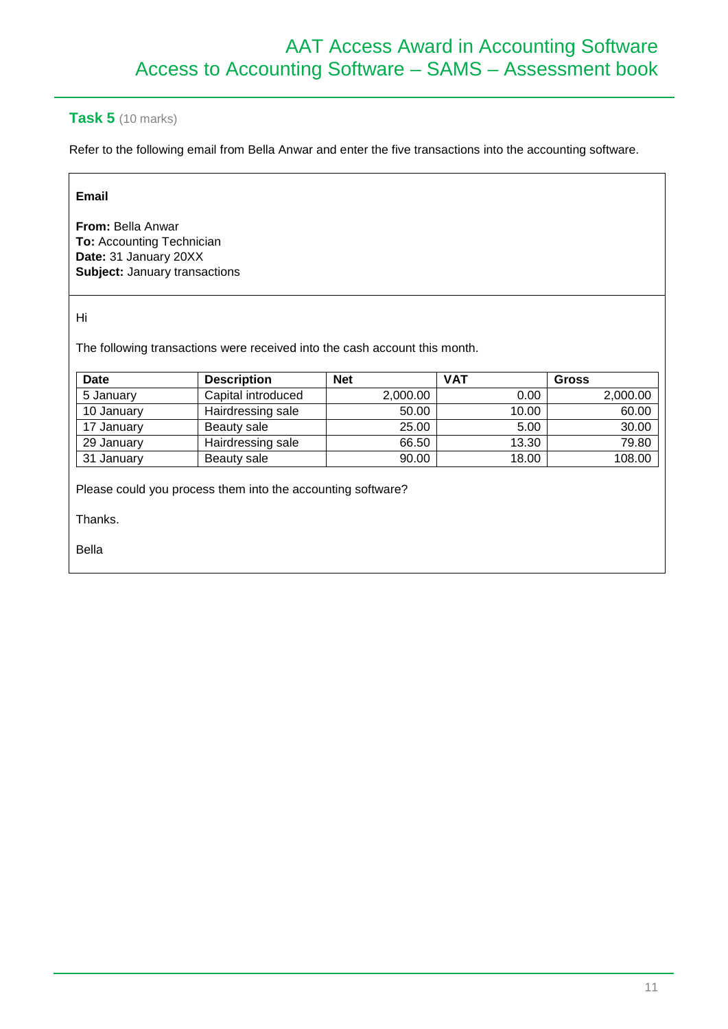## Task 5 (10 marks)

Refer to the following email from Bella Anwar and enter the five transactions into the accounting software.

**Email**

**From:** Bella Anwar
**To:** Accounting Technician
**Date:** 31 January 20XX
**Subject:** January transactions

Hi

The following transactions were received into the cash account this month.

| Date | Description | Net | VAT | Gross |
|---|---|---|---|---|
| 5 January | Capital introduced | 2,000.00 | 0.00 | 2,000.00 |
| 10 January | Hairdressing sale | 50.00 | 10.00 | 60.00 |
| 17 January | Beauty sale | 25.00 | 5.00 | 30.00 |
| 29 January | Hairdressing sale | 66.50 | 13.30 | 79.80 |
| 31 January | Beauty sale | 90.00 | 18.00 | 108.00 |

Please could you process them into the accounting software?

Thanks.

Bella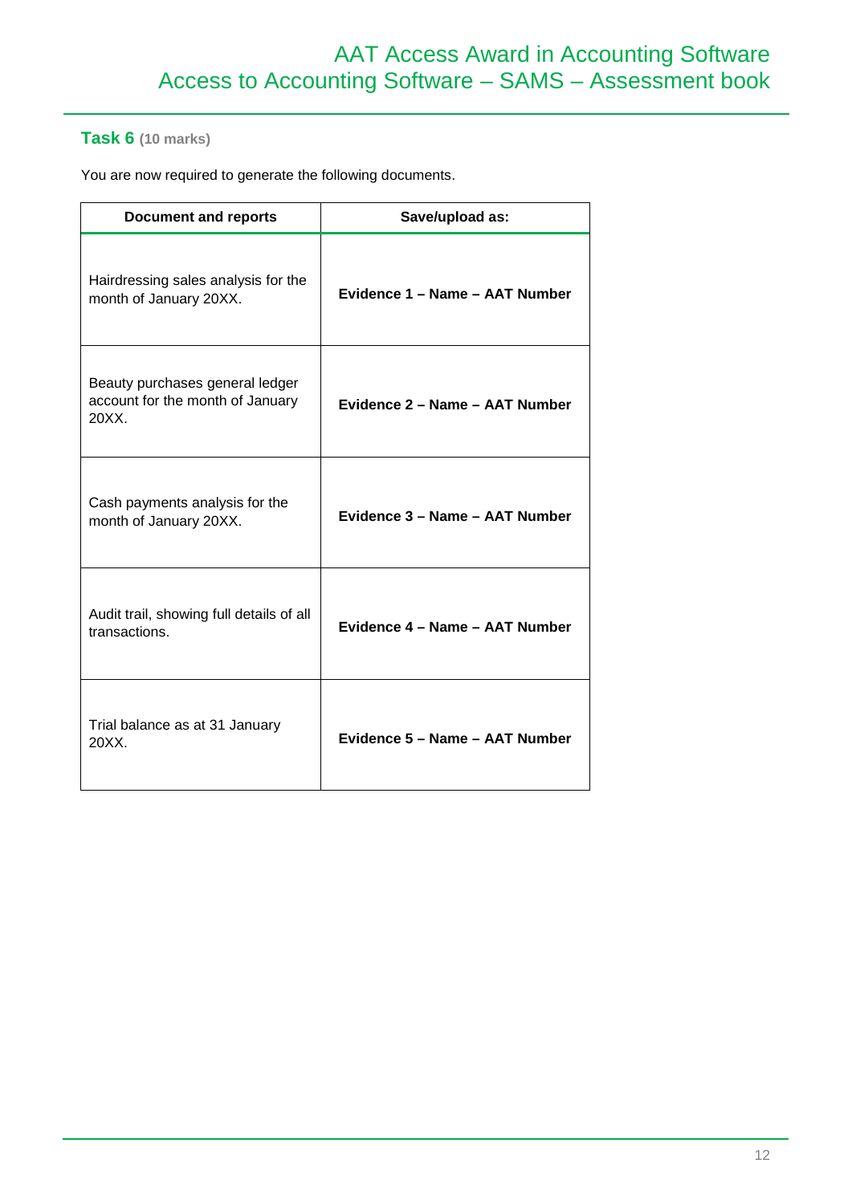## Task 6 (10 marks)

You are now required to generate the following documents.

| Document and reports | Save/upload as: |
|---|---|
| Hairdressing sales analysis for the month of January 20XX. | **Evidence 1 – Name – AAT Number** |
| Beauty purchases general ledger account for the month of January 20XX. | **Evidence 2 – Name – AAT Number** |
| Cash payments analysis for the month of January 20XX. | **Evidence 3 – Name – AAT Number** |
| Audit trail, showing full details of all transactions. | **Evidence 4 – Name – AAT Number** |
| Trial balance as at 31 January 20XX. | **Evidence 5 – Name – AAT Number** |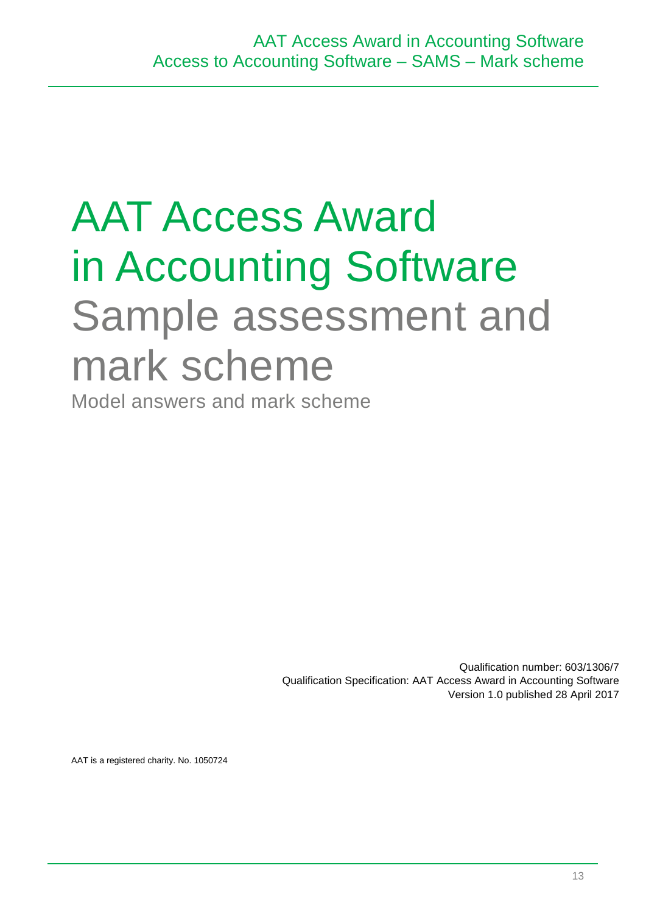# AAT Access Award in Accounting Software

## Sample assessment and mark scheme

Model answers and mark scheme

Qualification number: 603/1306/7
Qualification Specification: AAT Access Award in Accounting Software
Version 1.0 published 28 April 2017

AAT is a registered charity. No. 1050724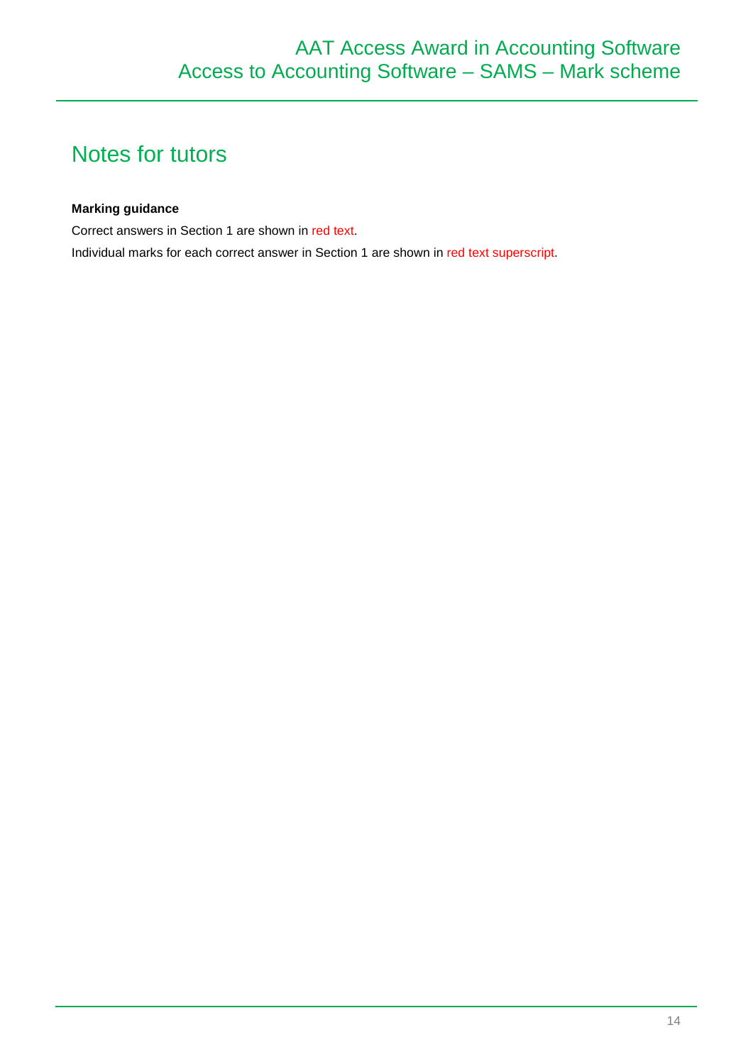# Notes for tutors

**Marking guidance**

Correct answers in Section 1 are shown in red text.

Individual marks for each correct answer in Section 1 are shown in red text superscript.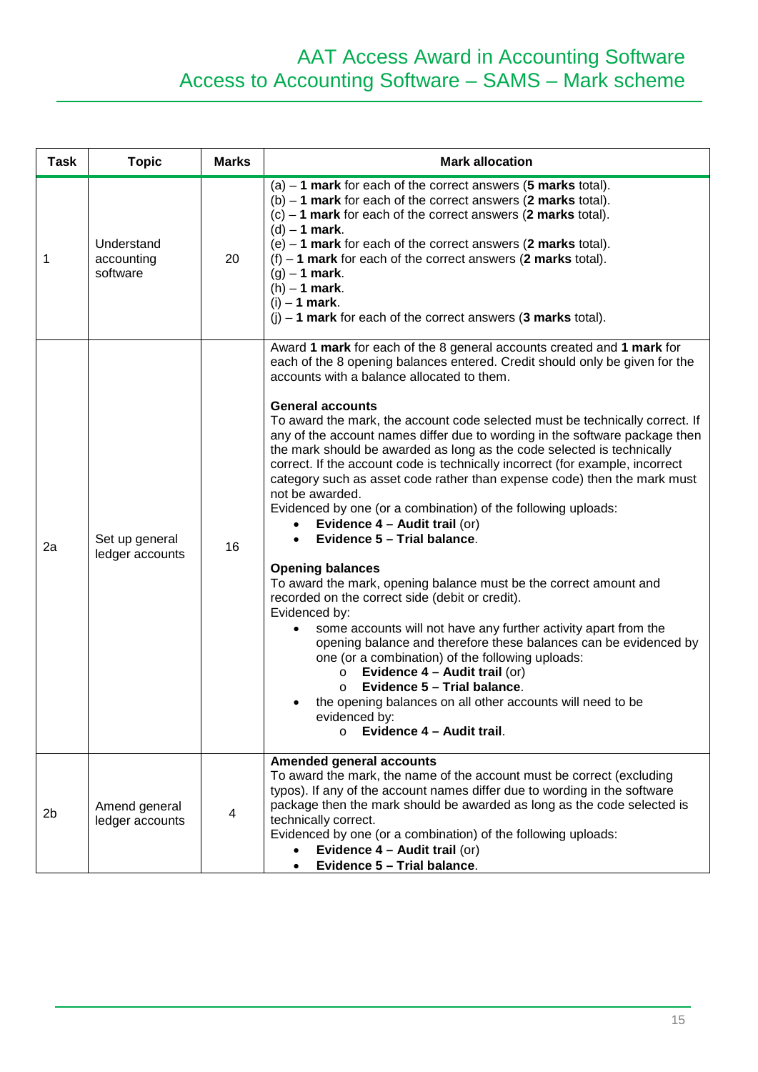| Task | Topic | Marks | Mark allocation |
|---|---|---|---|
| 1 | Understand accounting software | 20 | (a) – **1 mark** for each of the correct answers (**5 marks** total).<br>(b) – **1 mark** for each of the correct answers (**2 marks** total).<br>(c) – **1 mark** for each of the correct answers (**2 marks** total).<br>(d) – **1 mark**.<br>(e) – **1 mark** for each of the correct answers (**2 marks** total).<br>(f) – **1 mark** for each of the correct answers (**2 marks** total).<br>(g) – **1 mark**.<br>(h) – **1 mark**.<br>(i) – **1 mark**.<br>(j) – **1 mark** for each of the correct answers (**3 marks** total). |
| 2a | Set up general ledger accounts | 16 | Award **1 mark** for each of the 8 general accounts created and **1 mark** for each of the 8 opening balances entered. Credit should only be given for the accounts with a balance allocated to them.<br><br>**General accounts**<br>To award the mark, the account code selected must be technically correct. If any of the account names differ due to wording in the software package then the mark should be awarded as long as the code selected is technically correct. If the account code is technically incorrect (for example, incorrect category such as asset code rather than expense code) then the mark must not be awarded.<br>Evidenced by one (or a combination) of the following uploads:<br>• **Evidence 4 – Audit trail** (or)<br>• **Evidence 5 – Trial balance**.<br><br>**Opening balances**<br>To award the mark, opening balance must be the correct amount and recorded on the correct side (debit or credit).<br>Evidenced by:<br>• some accounts will not have any further activity apart from the opening balance and therefore these balances can be evidenced by one (or a combination) of the following uploads:<br>  o **Evidence 4 – Audit trail** (or)<br>  o **Evidence 5 – Trial balance**.<br>• the opening balances on all other accounts will need to be evidenced by:<br>  o **Evidence 4 – Audit trail**. |
| 2b | Amend general ledger accounts | 4 | **Amended general accounts**<br>To award the mark, the name of the account must be correct (excluding typos). If any of the account names differ due to wording in the software package then the mark should be awarded as long as the code selected is technically correct.<br>Evidenced by one (or a combination) of the following uploads:<br>• **Evidence 4 – Audit trail** (or)<br>• **Evidence 5 – Trial balance**. |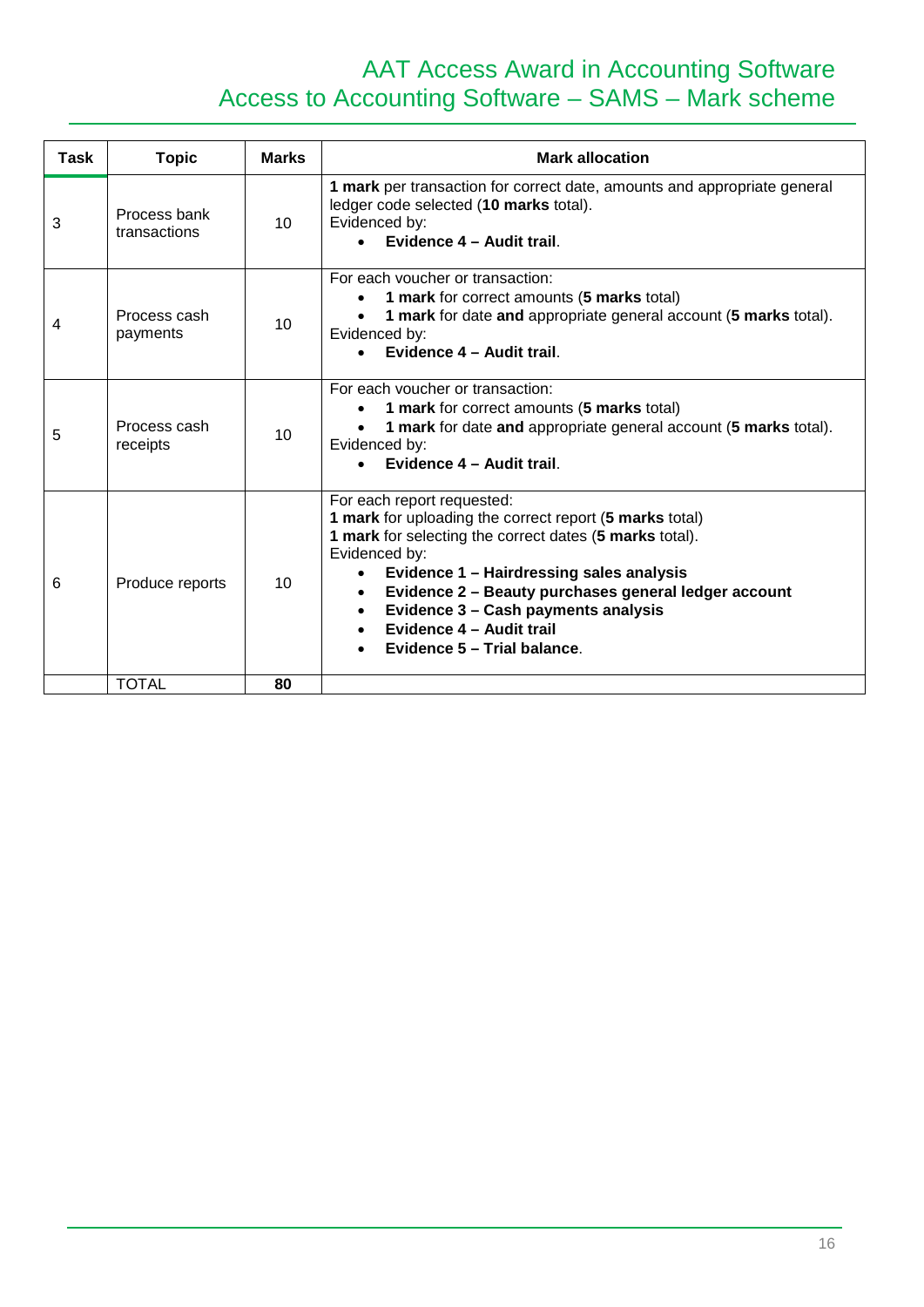| Task | Topic | Marks | Mark allocation |
|---|---|---|---|
| 3 | Process bank transactions | 10 | **1 mark** per transaction for correct date, amounts and appropriate general ledger code selected (**10 marks** total).<br>Evidenced by:<br>• **Evidence 4 – Audit trail**. |
| 4 | Process cash payments | 10 | For each voucher or transaction:<br>• **1 mark** for correct amounts (**5 marks** total)<br>• **1 mark** for date **and** appropriate general account (**5 marks** total).<br>Evidenced by:<br>• **Evidence 4 – Audit trail**. |
| 5 | Process cash receipts | 10 | For each voucher or transaction:<br>• **1 mark** for correct amounts (**5 marks** total)<br>• **1 mark** for date **and** appropriate general account (**5 marks** total).<br>Evidenced by:<br>• **Evidence 4 – Audit trail**. |
| 6 | Produce reports | 10 | For each report requested:<br>**1 mark** for uploading the correct report (**5 marks** total)<br>**1 mark** for selecting the correct dates (**5 marks** total).<br>Evidenced by:<br>• **Evidence 1 – Hairdressing sales analysis**<br>• **Evidence 2 – Beauty purchases general ledger account**<br>• **Evidence 3 – Cash payments analysis**<br>• **Evidence 4 – Audit trail**<br>• **Evidence 5 – Trial balance**. |
| | TOTAL | **80** | |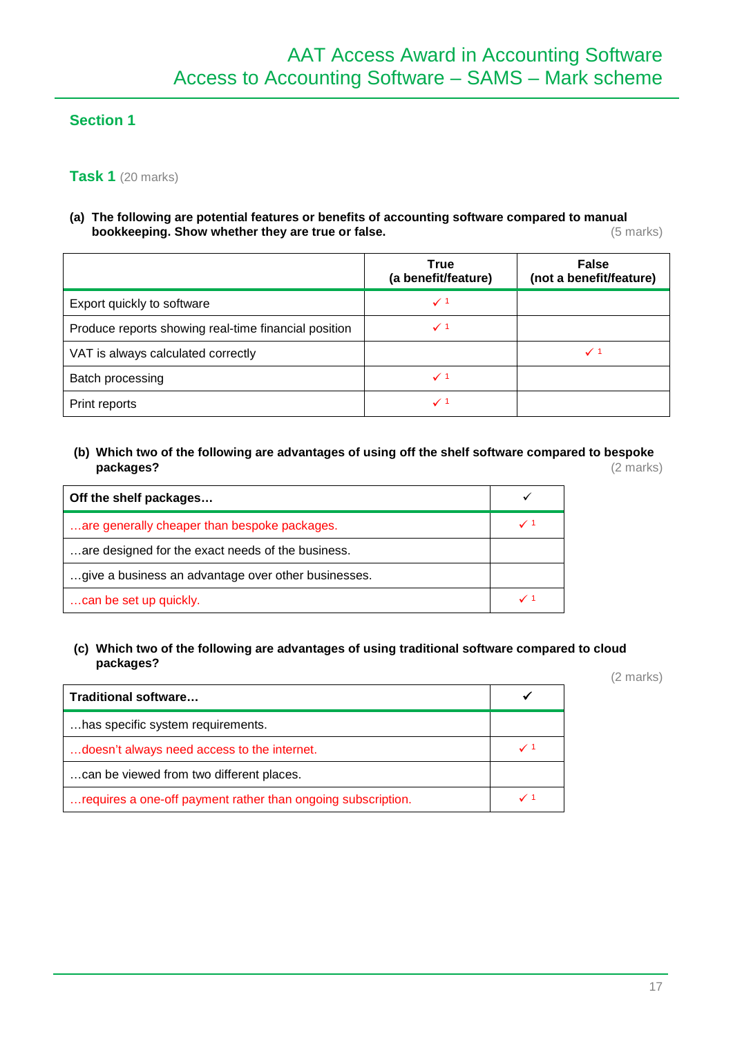## Section 1

### Task 1 (20 marks)

**(a) The following are potential features or benefits of accounting software compared to manual bookkeeping. Show whether they are true or false.** (5 marks)

| | **True (a benefit/feature)** | **False (not a benefit/feature)** |
|---|---|---|
| Export quickly to software | ✓ 1 | |
| Produce reports showing real-time financial position | ✓ 1 | |
| VAT is always calculated correctly | | ✓ 1 |
| Batch processing | ✓ 1 | |
| Print reports | ✓ 1 | |

**(b) Which two of the following are advantages of using off the shelf software compared to bespoke packages?** (2 marks)

| **Off the shelf packages…** | ✓ |
|---|---|
| …are generally cheaper than bespoke packages. | ✓ 1 |
| …are designed for the exact needs of the business. | |
| …give a business an advantage over other businesses. | |
| …can be set up quickly. | ✓ 1 |

**(c) Which two of the following are advantages of using traditional software compared to cloud packages?** (2 marks)

| **Traditional software…** | ✓ |
|---|---|
| …has specific system requirements. | |
| …doesn't always need access to the internet. | ✓ 1 |
| …can be viewed from two different places. | |
| …requires a one-off payment rather than ongoing subscription. | ✓ 1 |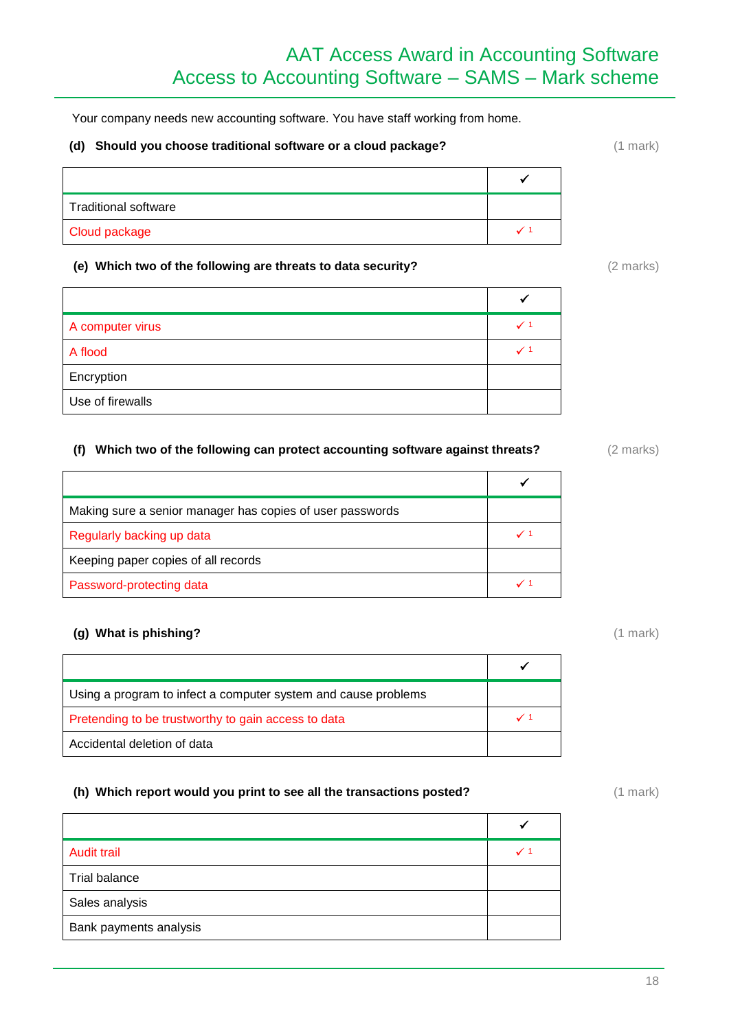Your company needs new accounting software. You have staff working from home.

**(d) Should you choose traditional software or a cloud package?** (1 mark)

| | ✓ |
|---|---|
| Traditional software | |
| Cloud package | ✓ 1 |

**(e) Which two of the following are threats to data security?** (2 marks)

| | ✓ |
|---|---|
| A computer virus | ✓ 1 |
| A flood | ✓ 1 |
| Encryption | |
| Use of firewalls | |

**(f) Which two of the following can protect accounting software against threats?** (2 marks)

| | ✓ |
|---|---|
| Making sure a senior manager has copies of user passwords | |
| Regularly backing up data | ✓ 1 |
| Keeping paper copies of all records | |
| Password-protecting data | ✓ 1 |

**(g) What is phishing?** (1 mark)

| | ✓ |
|---|---|
| Using a program to infect a computer system and cause problems | |
| Pretending to be trustworthy to gain access to data | ✓ 1 |
| Accidental deletion of data | |

**(h) Which report would you print to see all the transactions posted?** (1 mark)

| | ✓ |
|---|---|
| Audit trail | ✓ 1 |
| Trial balance | |
| Sales analysis | |
| Bank payments analysis | |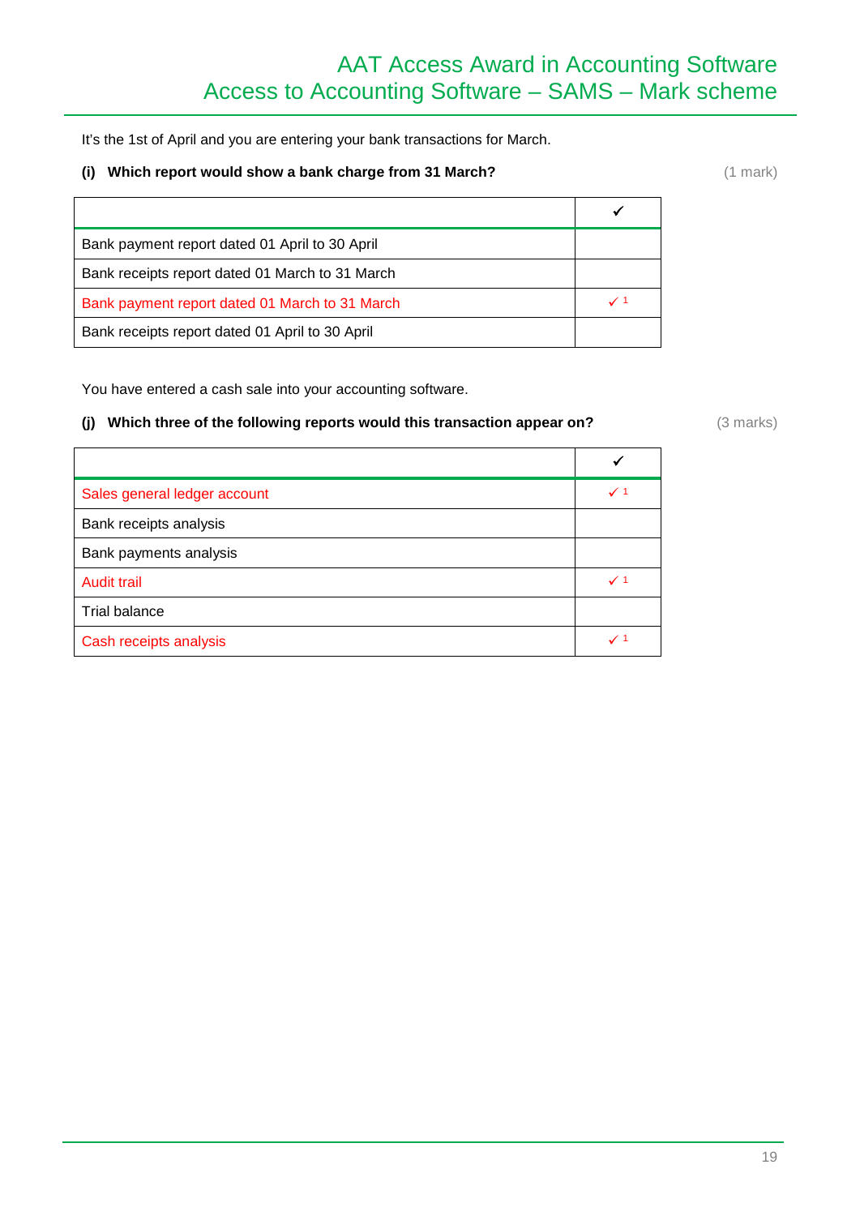It's the 1st of April and you are entering your bank transactions for March.

**(i) Which report would show a bank charge from 31 March?** (1 mark)

| | ✔ |
|---|---|
| Bank payment report dated 01 April to 30 April | |
| Bank receipts report dated 01 March to 31 March | |
| Bank payment report dated 01 March to 31 March | ✓ 1 |
| Bank receipts report dated 01 April to 30 April | |

You have entered a cash sale into your accounting software.

**(j) Which three of the following reports would this transaction appear on?** (3 marks)

| | ✔ |
|---|---|
| Sales general ledger account | ✓ 1 |
| Bank receipts analysis | |
| Bank payments analysis | |
| Audit trail | ✓ 1 |
| Trial balance | |
| Cash receipts analysis | ✓ 1 |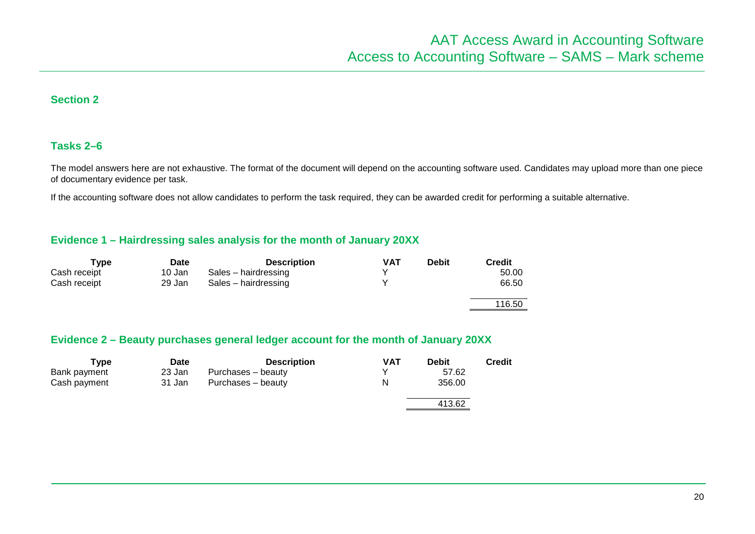## Section 2

### Tasks 2–6

The model answers here are not exhaustive. The format of the document will depend on the accounting software used. Candidates may upload more than one piece of documentary evidence per task.

If the accounting software does not allow candidates to perform the task required, they can be awarded credit for performing a suitable alternative.

### Evidence 1 – Hairdressing sales analysis for the month of January 20XX

| Type | Date | Description | VAT | Debit | Credit |
|---|---|---|---|---|---|
| Cash receipt | 10 Jan | Sales – hairdressing | Y | | 50.00 |
| Cash receipt | 29 Jan | Sales – hairdressing | Y | | 66.50 |
| | | | | | 116.50 |

### Evidence 2 – Beauty purchases general ledger account for the month of January 20XX

| Type | Date | Description | VAT | Debit | Credit |
|---|---|---|---|---|---|
| Bank payment | 23 Jan | Purchases – beauty | Y | 57.62 | |
| Cash payment | 31 Jan | Purchases – beauty | N | 356.00 | |
| | | | | 413.62 | |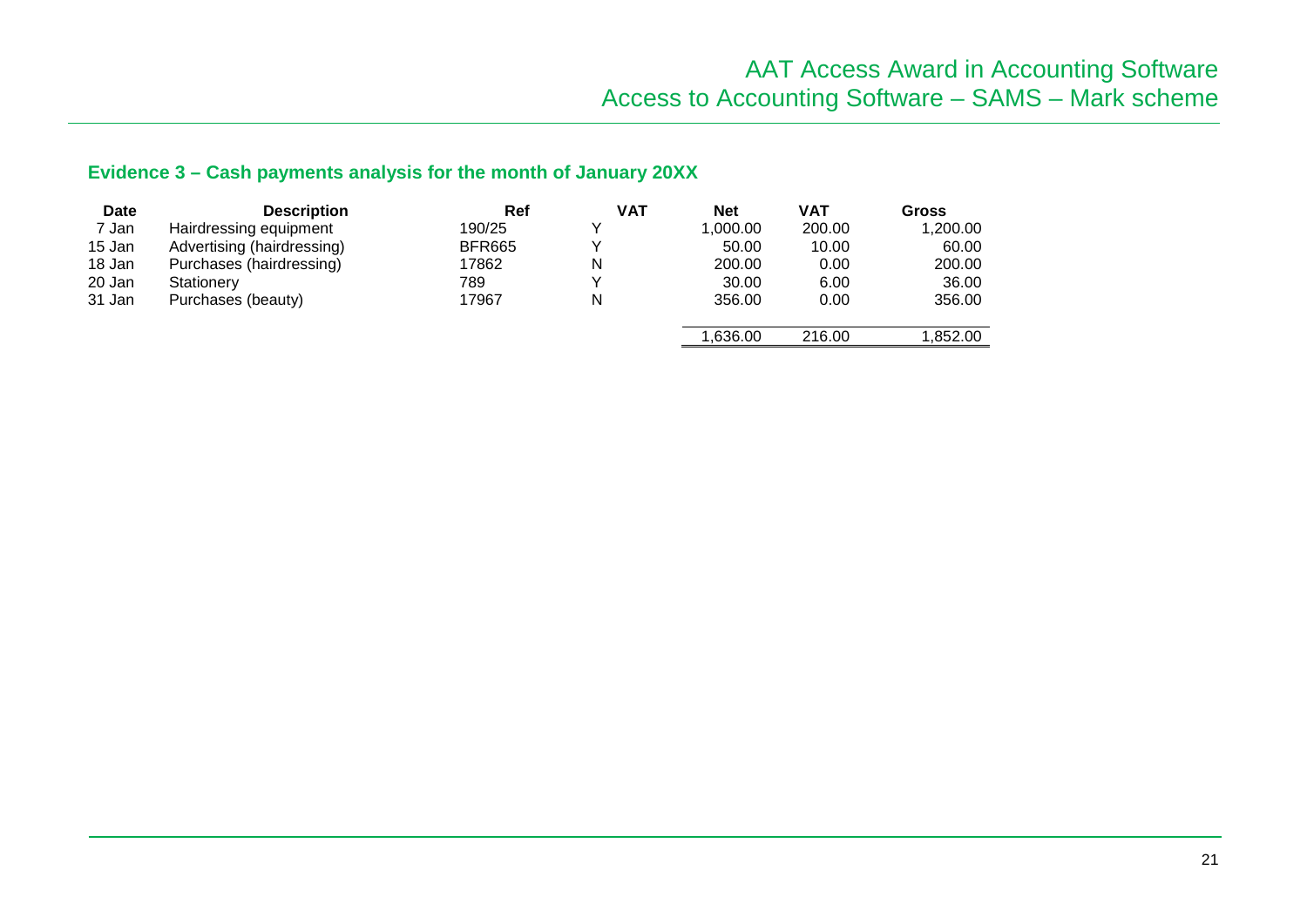### Evidence 3 – Cash payments analysis for the month of January 20XX

| Date | Description | Ref | VAT | Net | VAT | Gross |
|---|---|---|---|---|---|---|
| 7 Jan | Hairdressing equipment | 190/25 | Y | 1,000.00 | 200.00 | 1,200.00 |
| 15 Jan | Advertising (hairdressing) | BFR665 | Y | 50.00 | 10.00 | 60.00 |
| 18 Jan | Purchases (hairdressing) | 17862 | N | 200.00 | 0.00 | 200.00 |
| 20 Jan | Stationery | 789 | Y | 30.00 | 6.00 | 36.00 |
| 31 Jan | Purchases (beauty) | 17967 | N | 356.00 | 0.00 | 356.00 |
| | | | | 1,636.00 | 216.00 | 1,852.00 |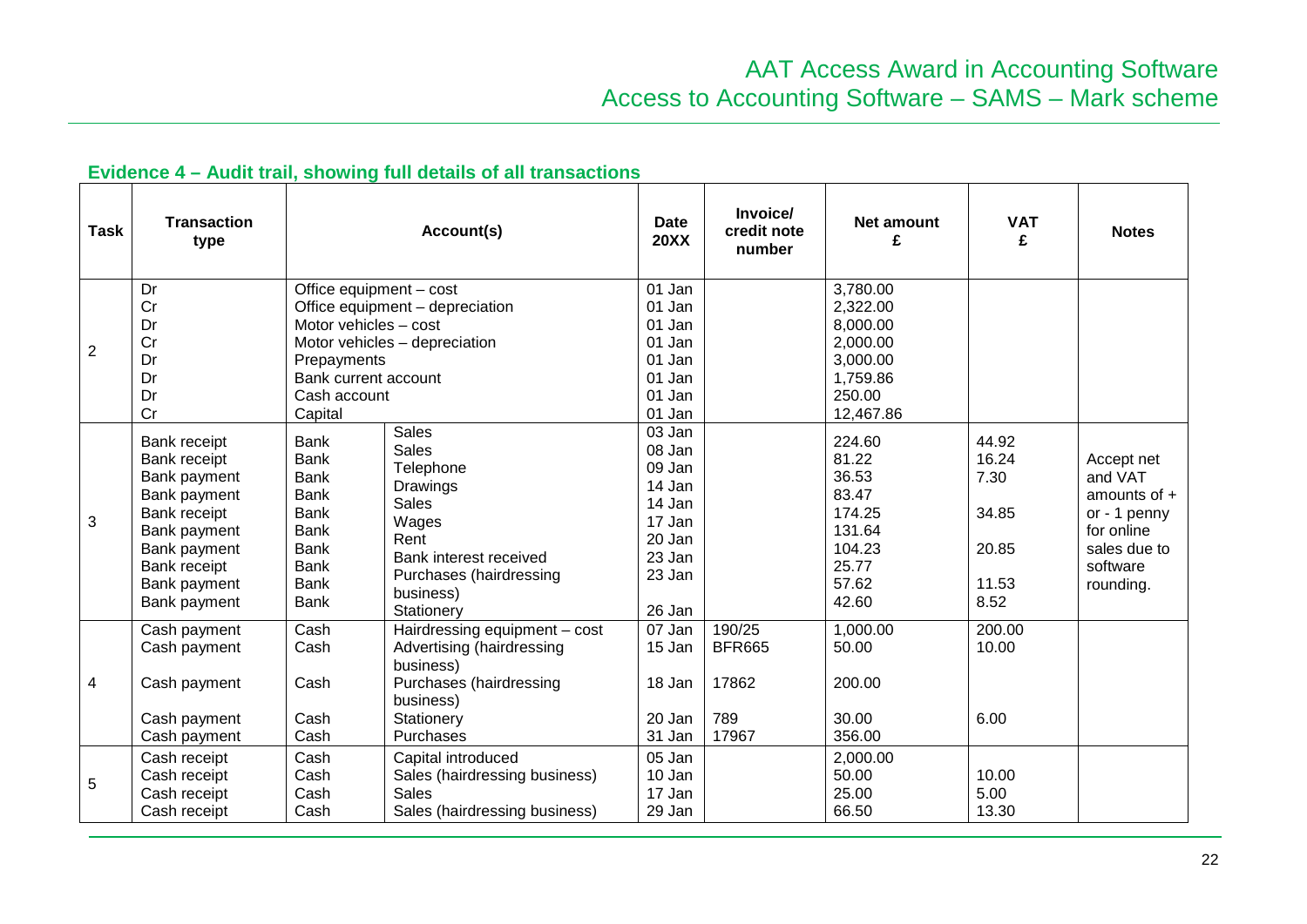## Evidence 4 – Audit trail, showing full details of all transactions

| Task | Transaction type | Account(s) | | Date 20XX | Invoice/ credit note number | Net amount £ | VAT £ | Notes |
|---|---|---|---|---|---|---|---|---|
| 2 | Dr | Office equipment – cost | | 01 Jan | | 3,780.00 | | |
| | Cr | Office equipment – depreciation | | 01 Jan | | 2,322.00 | | |
| | Dr | Motor vehicles – cost | | 01 Jan | | 8,000.00 | | |
| | Cr | Motor vehicles – depreciation | | 01 Jan | | 2,000.00 | | |
| | Dr | Prepayments | | 01 Jan | | 3,000.00 | | |
| | Dr | Bank current account | | 01 Jan | | 1,759.86 | | |
| | Dr | Cash account | | 01 Jan | | 250.00 | | |
| | Cr | Capital | | 01 Jan | | 12,467.86 | | |
| 3 | Bank receipt | Bank | Sales | 03 Jan | | 224.60 | 44.92 | Accept net and VAT amounts of + or - 1 penny for online sales due to software rounding. |
| | Bank receipt | Bank | Sales | 08 Jan | | 81.22 | 16.24 | |
| | Bank payment | Bank | Telephone | 09 Jan | | 36.53 | 7.30 | |
| | Bank payment | Bank | Drawings | 14 Jan | | 83.47 | | |
| | Bank receipt | Bank | Sales | 14 Jan | | 174.25 | 34.85 | |
| | Bank payment | Bank | Wages | 17 Jan | | 131.64 | | |
| | Bank payment | Bank | Rent | 20 Jan | | 104.23 | 20.85 | |
| | Bank receipt | Bank | Bank interest received | 23 Jan | | 25.77 | | |
| | Bank payment | Bank | Purchases (hairdressing business) | 23 Jan | | 57.62 | 11.53 | |
| | Bank payment | Bank | Stationery | 26 Jan | | 42.60 | 8.52 | |
| 4 | Cash payment | Cash | Hairdressing equipment – cost | 07 Jan | 190/25 | 1,000.00 | 200.00 | |
| | Cash payment | Cash | Advertising (hairdressing business) | 15 Jan | BFR665 | 50.00 | 10.00 | |
| | Cash payment | Cash | Purchases (hairdressing business) | 18 Jan | 17862 | 200.00 | | |
| | Cash payment | Cash | Stationery | 20 Jan | 789 | 30.00 | 6.00 | |
| | Cash payment | Cash | Purchases | 31 Jan | 17967 | 356.00 | | |
| 5 | Cash receipt | Cash | Capital introduced | 05 Jan | | 2,000.00 | | |
| | Cash receipt | Cash | Sales (hairdressing business) | 10 Jan | | 50.00 | 10.00 | |
| | Cash receipt | Cash | Sales | 17 Jan | | 25.00 | 5.00 | |
| | Cash receipt | Cash | Sales (hairdressing business) | 29 Jan | | 66.50 | 13.30 | |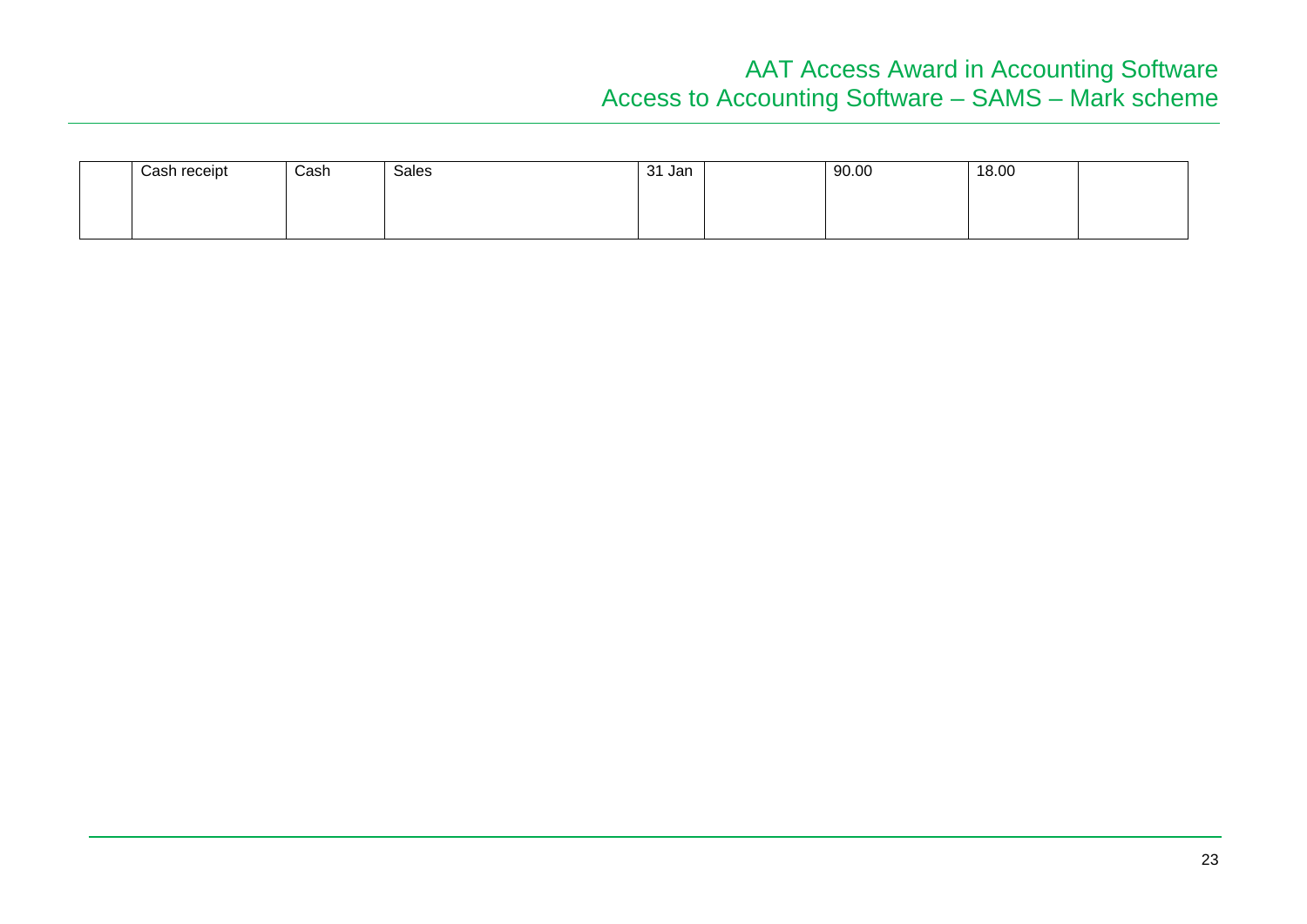|  | Cash receipt | Cash | Sales | 31 Jan |  | 90.00 | 18.00 |  |
|---|---|---|---|---|---|---|---|---|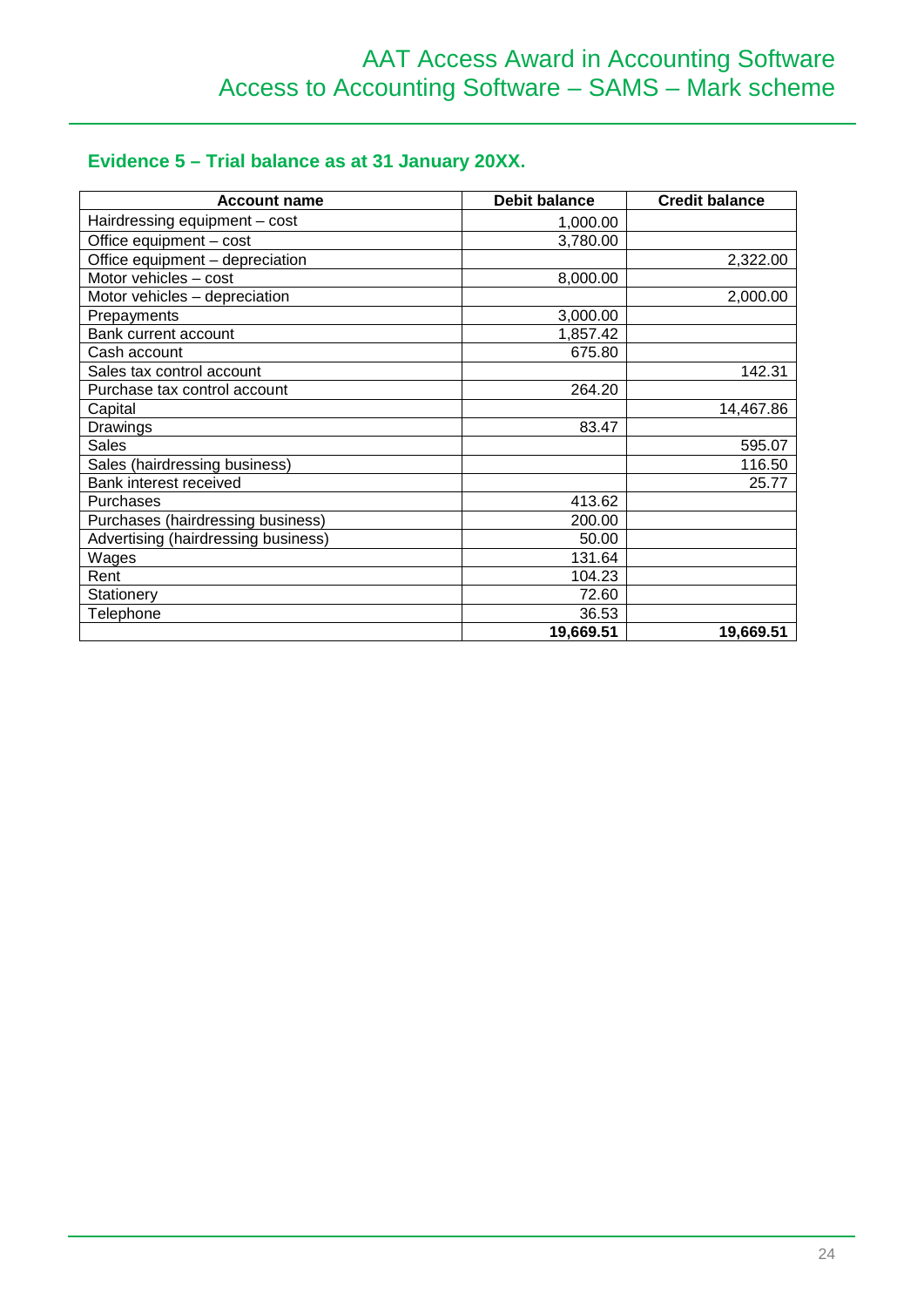## Evidence 5 – Trial balance as at 31 January 20XX.

| Account name | Debit balance | Credit balance |
|---|---|---|
| Hairdressing equipment – cost | 1,000.00 | |
| Office equipment – cost | 3,780.00 | |
| Office equipment – depreciation | | 2,322.00 |
| Motor vehicles – cost | 8,000.00 | |
| Motor vehicles – depreciation | | 2,000.00 |
| Prepayments | 3,000.00 | |
| Bank current account | 1,857.42 | |
| Cash account | 675.80 | |
| Sales tax control account | | 142.31 |
| Purchase tax control account | 264.20 | |
| Capital | | 14,467.86 |
| Drawings | 83.47 | |
| Sales | | 595.07 |
| Sales (hairdressing business) | | 116.50 |
| Bank interest received | | 25.77 |
| Purchases | 413.62 | |
| Purchases (hairdressing business) | 200.00 | |
| Advertising (hairdressing business) | 50.00 | |
| Wages | 131.64 | |
| Rent | 104.23 | |
| Stationery | 72.60 | |
| Telephone | 36.53 | |
| | **19,669.51** | **19,669.51** |